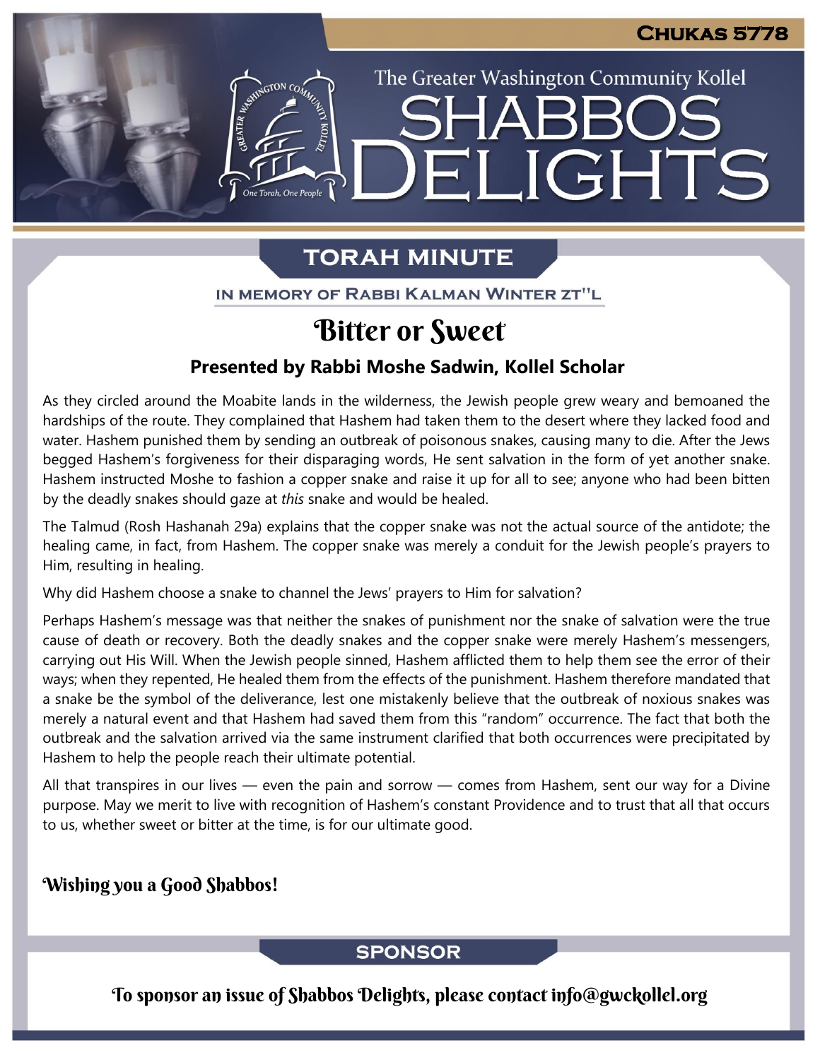# Shabbos Delights

The Greater Washington Community Kollel

Chukas 5778

## Torah Minute

IN MEMORY OF RABBI KALMAN WINTER ZT"L

## Bitter or Sweet

**Presented by Rabbi Moshe Sadwin, Kollel Scholar**

As they circled around the Moabite lands in the wilderness, the Jewish people grew weary and bemoaned the hardships of the route. They complained that Hashem had taken them to the desert where they lacked food and water. Hashem punished them by sending an outbreak of poisonous snakes, causing many to die. After the Jews begged Hashem's forgiveness for their disparaging words, He sent salvation in the form of yet another snake. Hashem instructed Moshe to fashion a copper snake and raise it up for all to see; anyone who had been bitten by the deadly snakes should gaze at *this* snake and would be healed.

The Talmud (Rosh Hashanah 29a) explains that the copper snake was not the actual source of the antidote; the healing came, in fact, from Hashem. The copper snake was merely a conduit for the Jewish people's prayers to Him, resulting in healing.

Why did Hashem choose a snake to channel the Jews' prayers to Him for salvation?

Perhaps Hashem's message was that neither the snakes of punishment nor the snake of salvation were the true cause of death or recovery. Both the deadly snakes and the copper snake were merely Hashem's messengers, carrying out His Will. When the Jewish people sinned, Hashem afflicted them to help them see the error of their ways; when they repented, He healed them from the effects of the punishment. Hashem therefore mandated that a snake be the symbol of the deliverance, lest one mistakenly believe that the outbreak of noxious snakes was merely a natural event and that Hashem had saved them from this "random" occurrence. The fact that both the outbreak and the salvation arrived via the same instrument clarified that both occurrences were precipitated by Hashem to help the people reach their ultimate potential.

All that transpires in our lives — even the pain and sorrow — comes from Hashem, sent our way for a Divine purpose. May we merit to live with recognition of Hashem's constant Providence and to trust that all that occurs to us, whether sweet or bitter at the time, is for our ultimate good.

**Wishing you a Good Shabbos!**

## Sponsor

**To sponsor an issue of Shabbos Delights, please contact info@gwckollel.org**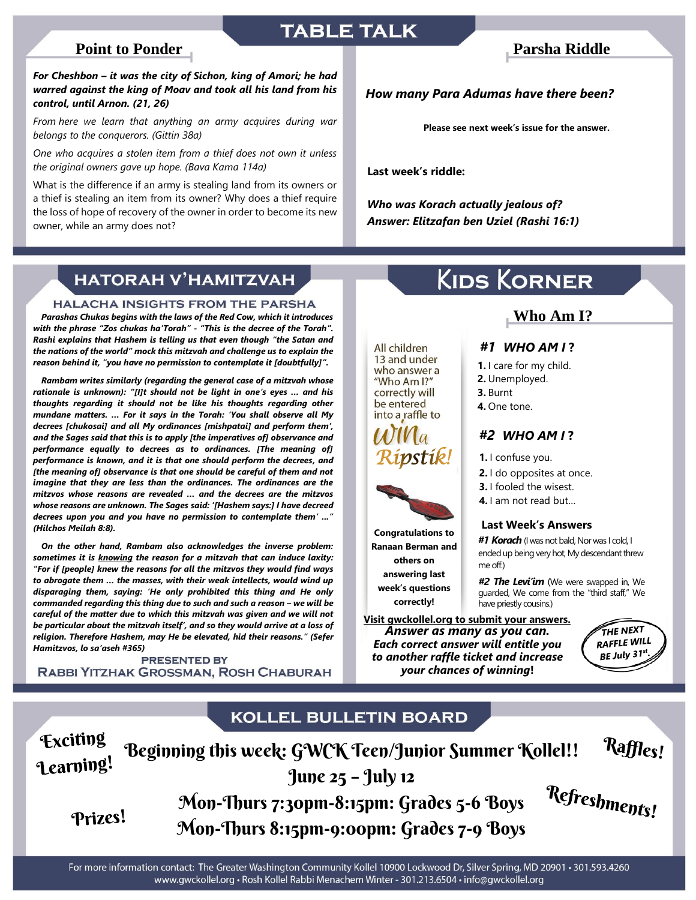# TABLE TALK

## Point to Ponder

***For Cheshbon – it was the city of Sichon, king of Amori; he had warred against the king of Moav and took all his land from his control, until Arnon. (21, 26)***

*From here we learn that anything an army acquires during war belongs to the conquerors. (Gittin 38a)*

*One who acquires a stolen item from a thief does not own it unless the original owners gave up hope. (Bava Kama 114a)*

What is the difference if an army is stealing land from its owners or a thief is stealing an item from its owner? Why does a thief require the loss of hope of recovery of the owner in order to become its new owner, while an army does not?

## Parsha Riddle

***How many Para Adumas have there been?***

**Please see next week's issue for the answer.**

**Last week's riddle:**

***Who was Korach actually jealous of?***
***Answer: Elitzafan ben Uziel (Rashi 16:1)***

# HATORAH V'HAMITZVAH

## HALACHA INSIGHTS FROM THE PARSHA

***Parashas Chukas begins with the laws of the Red Cow, which it introduces with the phrase "Zos chukas ha'Torah" - "This is the decree of the Torah". Rashi explains that Hashem is telling us that even though "the Satan and the nations of the world" mock this mitzvah and challenge us to explain the reason behind it, "you have no permission to contemplate it [doubtfully]".***

***Rambam writes similarly (regarding the general case of a mitzvah whose rationale is unknown): "[I]t should not be light in one's eyes … and his thoughts regarding it should not be like his thoughts regarding other mundane matters. … For it says in the Torah: 'You shall observe all My decrees [chukosai] and all My ordinances [mishpatai] and perform them', and the Sages said that this is to apply [the imperatives of] observance and performance equally to decrees as to ordinances. [The meaning of] performance is known, and it is that one should perform the decrees, and [the meaning of] observance is that one should be careful of them and not imagine that they are less than the ordinances. The ordinances are the mitzvos whose reasons are revealed … and the decrees are the mitzvos whose reasons are unknown. The Sages said: '[Hashem says:] I have decreed decrees upon you and you have no permission to contemplate them' …" (Hilchos Meilah 8:8).***

***On the other hand, Rambam also acknowledges the inverse problem: sometimes it is <u>knowing</u> the reason for a mitzvah that can induce laxity: "For if [people] knew the reasons for all the mitzvos they would find ways to abrogate them … the masses, with their weak intellects, would wind up disparaging them, saying: 'He only prohibited this thing and He only commanded regarding this thing due to such and such a reason – we will be careful of the matter due to which this mitzvah was given and we will not be particular about the mitzvah itself', and so they would arrive at a loss of religion. Therefore Hashem, may He be elevated, hid their reasons." (Sefer Hamitzvos, lo sa'aseh #365)***

PRESENTED BY
RABBI YITZHAK GROSSMAN, ROSH CHABURAH

# KIDS KORNER

All children 13 and under who answer a "Who Am I?" correctly will be entered into a raffle to **Win a Ripstik!**

**Congratulations to Ranaan Berman and others on answering last week's questions correctly!**

## Who Am I?

### #1 WHO AM I ?

1. I care for my child.
2. Unemployed.
3. Burnt
4. One tone.

### #2 WHO AM I ?

1. I confuse you.
2. I do opposites at once.
3. I fooled the wisest.
4. I am not read but…

### Last Week's Answers

***#1 Korach*** (I was not bald, Nor was I cold, I ended up being very hot, My descendant threw me off.)

***#2 The Levi'im*** (We were swapped in, We guarded, We come from the "third staff," We have priestly cousins.)

**<u>Visit gwckollel.org to submit your answers.</u>**
***Answer as many as you can. Each correct answer will entitle you to another raffle ticket and increase your chances of winning!***

THE NEXT RAFFLE WILL BE July 31st.

# KOLLEL BULLETIN BOARD

Exciting Learning!

**Beginning this week: GWCK Teen/Junior Summer Kollel!!**
**June 25 – July 12**
**Mon-Thurs 7:30pm-8:15pm: Grades 5-6 Boys**
**Mon-Thurs 8:15pm-9:00pm: Grades 7-9 Boys**

Raffles! Prizes! Refreshments!

For more information contact: The Greater Washington Community Kollel 10900 Lockwood Dr, Silver Spring, MD 20901 • 301.593.4260
www.gwckollel.org • Rosh Kollel Rabbi Menachem Winter - 301.213.6504 • info@gwckollel.org